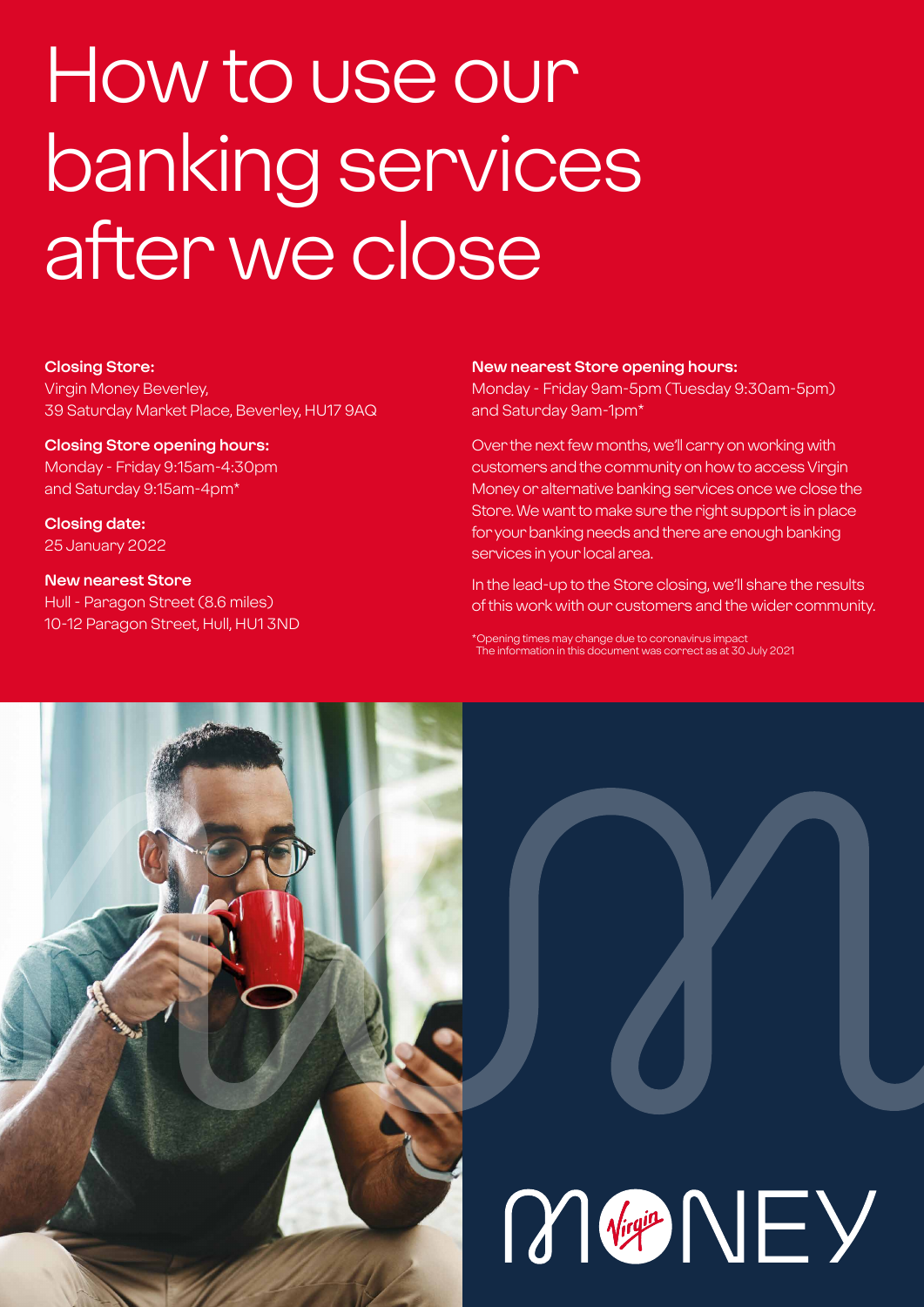# How to use our banking services after we close

**Closing Store:**
Virgin Money Beverley,
39 Saturday Market Place, Beverley, HU17 9AQ

**Closing Store opening hours:**
Monday - Friday 9:15am-4:30pm
and Saturday 9:15am-4pm*

**Closing date:**
25 January 2022

**New nearest Store**
Hull - Paragon Street (8.6 miles)
10-12 Paragon Street, Hull, HU1 3ND

**New nearest Store opening hours:**
Monday - Friday 9am-5pm (Tuesday 9:30am-5pm)
and Saturday 9am-1pm*

Over the next few months, we'll carry on working with customers and the community on how to access Virgin Money or alternative banking services once we close the Store. We want to make sure the right support is in place for your banking needs and there are enough banking services in your local area.

In the lead-up to the Store closing, we'll share the results of this work with our customers and the wider community.

*Opening times may change due to coronavirus impact
The information in this document was correct as at 30 July 2021

MONEY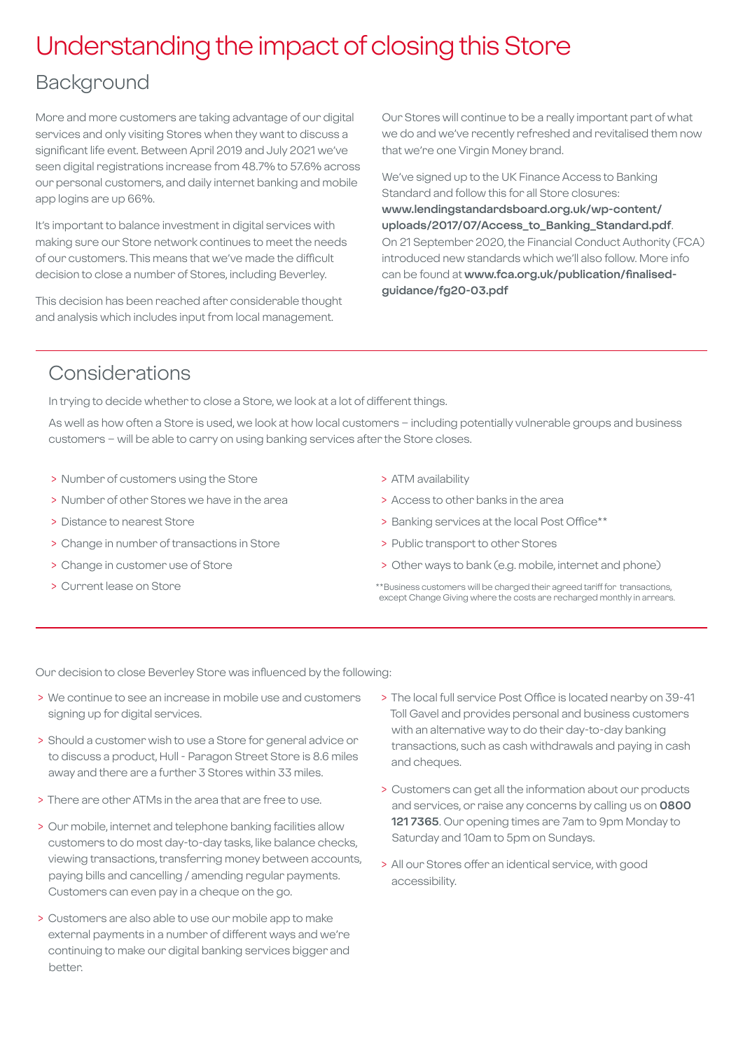# Understanding the impact of closing this Store

## Background

More and more customers are taking advantage of our digital services and only visiting Stores when they want to discuss a significant life event. Between April 2019 and July 2021 we've seen digital registrations increase from 48.7% to 57.6% across our personal customers, and daily internet banking and mobile app logins are up 66%.

It's important to balance investment in digital services with making sure our Store network continues to meet the needs of our customers. This means that we've made the difficult decision to close a number of Stores, including Beverley.

This decision has been reached after considerable thought and analysis which includes input from local management.

Our Stores will continue to be a really important part of what we do and we've recently refreshed and revitalised them now that we're one Virgin Money brand.

We've signed up to the UK Finance Access to Banking Standard and follow this for all Store closures: **www.lendingstandardsboard.org.uk/wp-content/uploads/2017/07/Access_to_Banking_Standard.pdf**. On 21 September 2020, the Financial Conduct Authority (FCA) introduced new standards which we'll also follow. More info can be found at **www.fca.org.uk/publication/finalised-guidance/fg20-03.pdf**

## Considerations

In trying to decide whether to close a Store, we look at a lot of different things.

As well as how often a Store is used, we look at how local customers – including potentially vulnerable groups and business customers – will be able to carry on using banking services after the Store closes.

- Number of customers using the Store
- Number of other Stores we have in the area
- Distance to nearest Store
- Change in number of transactions in Store
- Change in customer use of Store
- Current lease on Store
- ATM availability
- Access to other banks in the area
- Banking services at the local Post Office**
- Public transport to other Stores
- Other ways to bank (e.g. mobile, internet and phone)

**Business customers will be charged their agreed tariff for transactions, except Change Giving where the costs are recharged monthly in arrears.

Our decision to close Beverley Store was influenced by the following:

- We continue to see an increase in mobile use and customers signing up for digital services.
- Should a customer wish to use a Store for general advice or to discuss a product, Hull - Paragon Street Store is 8.6 miles away and there are a further 3 Stores within 33 miles.
- There are other ATMs in the area that are free to use.
- Our mobile, internet and telephone banking facilities allow customers to do most day-to-day tasks, like balance checks, viewing transactions, transferring money between accounts, paying bills and cancelling / amending regular payments. Customers can even pay in a cheque on the go.
- Customers are also able to use our mobile app to make external payments in a number of different ways and we're continuing to make our digital banking services bigger and better.
- The local full service Post Office is located nearby on 39-41 Toll Gavel and provides personal and business customers with an alternative way to do their day-to-day banking transactions, such as cash withdrawals and paying in cash and cheques.
- Customers can get all the information about our products and services, or raise any concerns by calling us on **0800 121 7365**. Our opening times are 7am to 9pm Monday to Saturday and 10am to 5pm on Sundays.
- All our Stores offer an identical service, with good accessibility.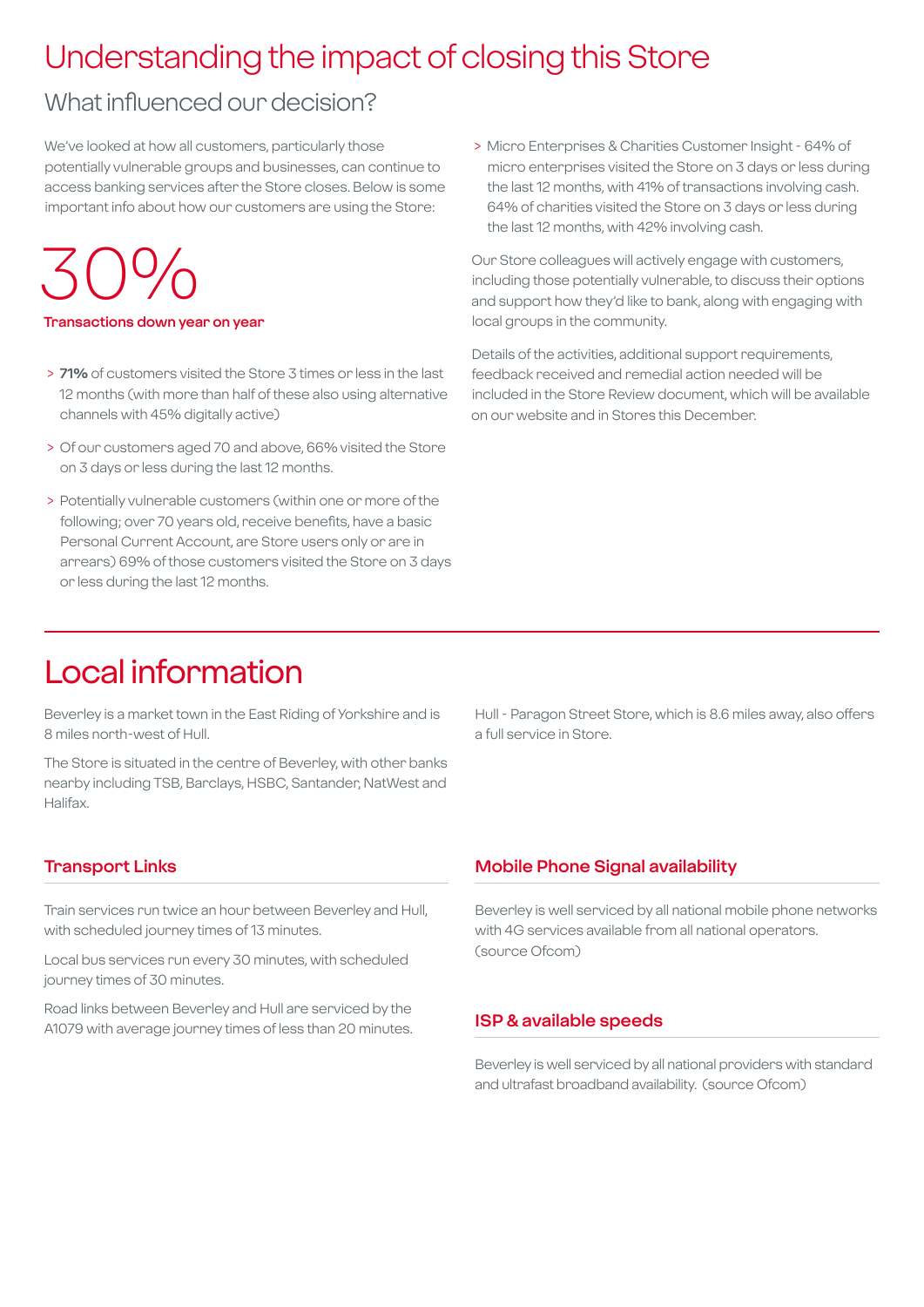# Understanding the impact of closing this Store

## What influenced our decision?

We've looked at how all customers, particularly those potentially vulnerable groups and businesses, can continue to access banking services after the Store closes. Below is some important info about how our customers are using the Store:

30%

**Transactions down year on year**

- **71%** of customers visited the Store 3 times or less in the last 12 months (with more than half of these also using alternative channels with 45% digitally active)
- Of our customers aged 70 and above, 66% visited the Store on 3 days or less during the last 12 months.
- Potentially vulnerable customers (within one or more of the following; over 70 years old, receive benefits, have a basic Personal Current Account, are Store users only or are in arrears) 69% of those customers visited the Store on 3 days or less during the last 12 months.
- Micro Enterprises & Charities Customer Insight - 64% of micro enterprises visited the Store on 3 days or less during the last 12 months, with 41% of transactions involving cash. 64% of charities visited the Store on 3 days or less during the last 12 months, with 42% involving cash.

Our Store colleagues will actively engage with customers, including those potentially vulnerable, to discuss their options and support how they'd like to bank, along with engaging with local groups in the community.

Details of the activities, additional support requirements, feedback received and remedial action needed will be included in the Store Review document, which will be available on our website and in Stores this December.

# Local information

Beverley is a market town in the East Riding of Yorkshire and is 8 miles north-west of Hull.

The Store is situated in the centre of Beverley, with other banks nearby including TSB, Barclays, HSBC, Santander, NatWest and Halifax.

Hull - Paragon Street Store, which is 8.6 miles away, also offers a full service in Store.

### Transport Links

Train services run twice an hour between Beverley and Hull, with scheduled journey times of 13 minutes.

Local bus services run every 30 minutes, with scheduled journey times of 30 minutes.

Road links between Beverley and Hull are serviced by the A1079 with average journey times of less than 20 minutes.

### Mobile Phone Signal availability

Beverley is well serviced by all national mobile phone networks with 4G services available from all national operators. (source Ofcom)

### ISP & available speeds

Beverley is well serviced by all national providers with standard and ultrafast broadband availability. (source Ofcom)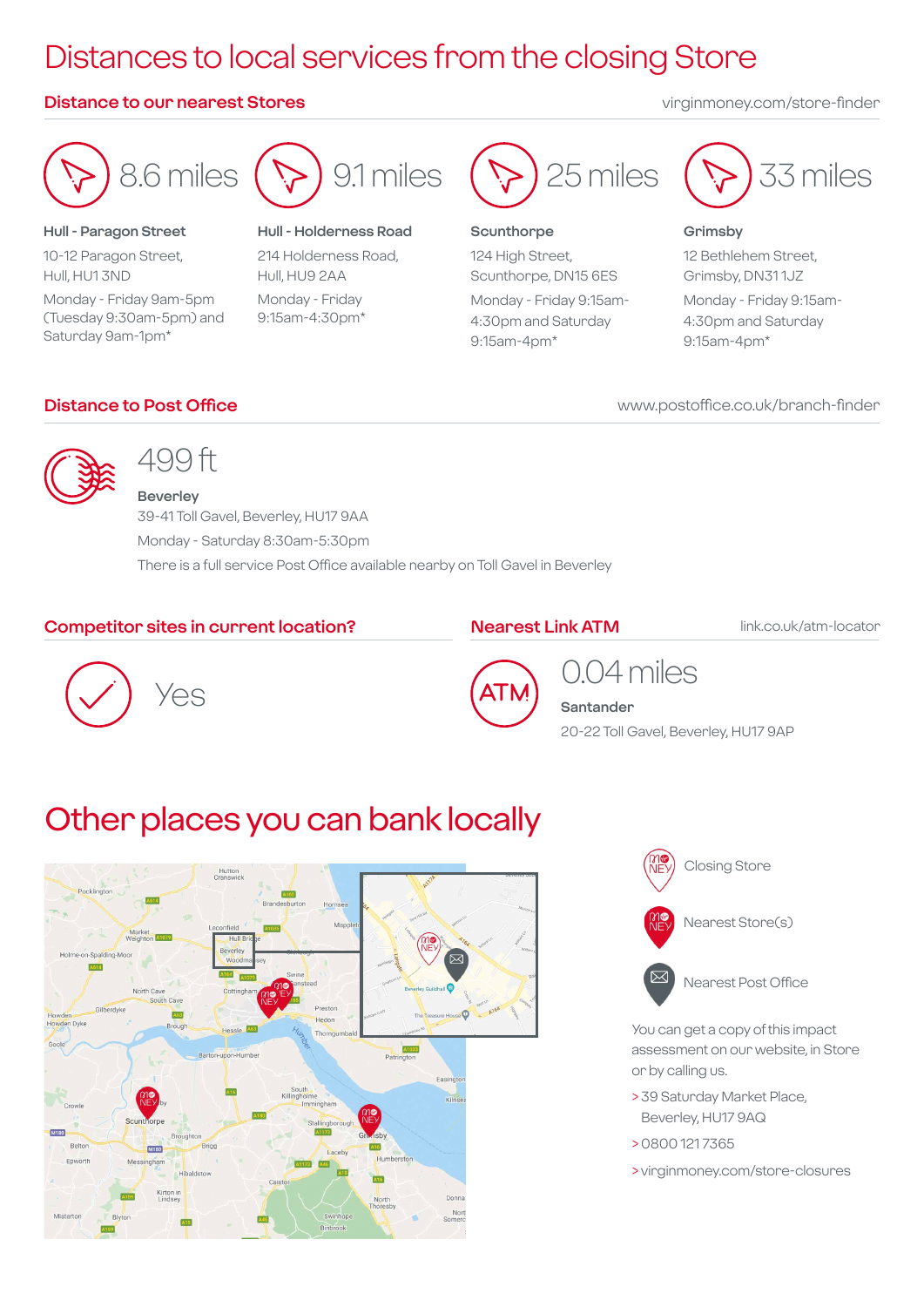# Distances to local services from the closing Store

## Distance to our nearest Stores

virginmoney.com/store-finder

8.6 miles

**Hull - Paragon Street**
10-12 Paragon Street, Hull, HU1 3ND
Monday - Friday 9am-5pm (Tuesday 9:30am-5pm) and Saturday 9am-1pm*

9.1 miles

**Hull - Holderness Road**
214 Holderness Road, Hull, HU9 2AA
Monday - Friday 9:15am-4:30pm*

25 miles

**Scunthorpe**
124 High Street, Scunthorpe, DN15 6ES
Monday - Friday 9:15am-4:30pm and Saturday 9:15am-4pm*

33 miles

**Grimsby**
12 Bethlehem Street, Grimsby, DN31 1JZ
Monday - Friday 9:15am-4:30pm and Saturday 9:15am-4pm*

## Distance to Post Office

www.postoffice.co.uk/branch-finder

499 ft

**Beverley**
39-41 Toll Gavel, Beverley, HU17 9AA
Monday - Saturday 8:30am-5:30pm
There is a full service Post Office available nearby on Toll Gavel in Beverley

## Competitor sites in current location?

Yes

## Nearest Link ATM

link.co.uk/atm-locator

0.04 miles

**Santander**
20-22 Toll Gavel, Beverley, HU17 9AP

# Other places you can bank locally

Closing Store

Nearest Store(s)

Nearest Post Office

You can get a copy of this impact assessment on our website, in Store or by calling us.

> 39 Saturday Market Place, Beverley, HU17 9AQ
> 0800 121 7365
> virginmoney.com/store-closures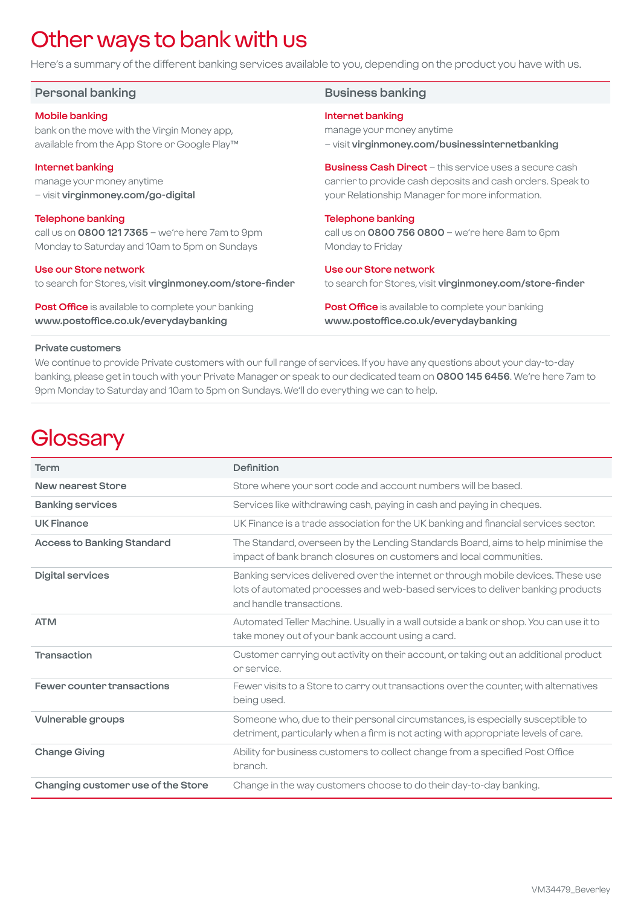# Other ways to bank with us

Here's a summary of the different banking services available to you, depending on the product you have with us.

## Personal banking

**Mobile banking**
bank on the move with the Virgin Money app, available from the App Store or Google Play™

**Internet banking**
manage your money anytime
– visit **virginmoney.com/go-digital**

**Telephone banking**
call us on **0800 121 7365** – we're here 7am to 9pm Monday to Saturday and 10am to 5pm on Sundays

**Use our Store network**
to search for Stores, visit **virginmoney.com/store-finder**

**Post Office** is available to complete your banking
**www.postoffice.co.uk/everydaybanking**

## Business banking

**Internet banking**
manage your money anytime
– visit **virginmoney.com/businessinternetbanking**

**Business Cash Direct** – this service uses a secure cash carrier to provide cash deposits and cash orders. Speak to your Relationship Manager for more information.

**Telephone banking**
call us on **0800 756 0800** – we're here 8am to 6pm Monday to Friday

**Use our Store network**
to search for Stores, visit **virginmoney.com/store-finder**

**Post Office** is available to complete your banking
**www.postoffice.co.uk/everydaybanking**

**Private customers**
We continue to provide Private customers with our full range of services. If you have any questions about your day-to-day banking, please get in touch with your Private Manager or speak to our dedicated team on **0800 145 6456**. We're here 7am to 9pm Monday to Saturday and 10am to 5pm on Sundays. We'll do everything we can to help.

# Glossary

| Term | Definition |
|---|---|
| **New nearest Store** | Store where your sort code and account numbers will be based. |
| **Banking services** | Services like withdrawing cash, paying in cash and paying in cheques. |
| **UK Finance** | UK Finance is a trade association for the UK banking and financial services sector. |
| **Access to Banking Standard** | The Standard, overseen by the Lending Standards Board, aims to help minimise the impact of bank branch closures on customers and local communities. |
| **Digital services** | Banking services delivered over the internet or through mobile devices. These use lots of automated processes and web-based services to deliver banking products and handle transactions. |
| **ATM** | Automated Teller Machine. Usually in a wall outside a bank or shop. You can use it to take money out of your bank account using a card. |
| **Transaction** | Customer carrying out activity on their account, or taking out an additional product or service. |
| **Fewer counter transactions** | Fewer visits to a Store to carry out transactions over the counter, with alternatives being used. |
| **Vulnerable groups** | Someone who, due to their personal circumstances, is especially susceptible to detriment, particularly when a firm is not acting with appropriate levels of care. |
| **Change Giving** | Ability for business customers to collect change from a specified Post Office branch. |
| **Changing customer use of the Store** | Change in the way customers choose to do their day-to-day banking. |

VM34479_Beverley